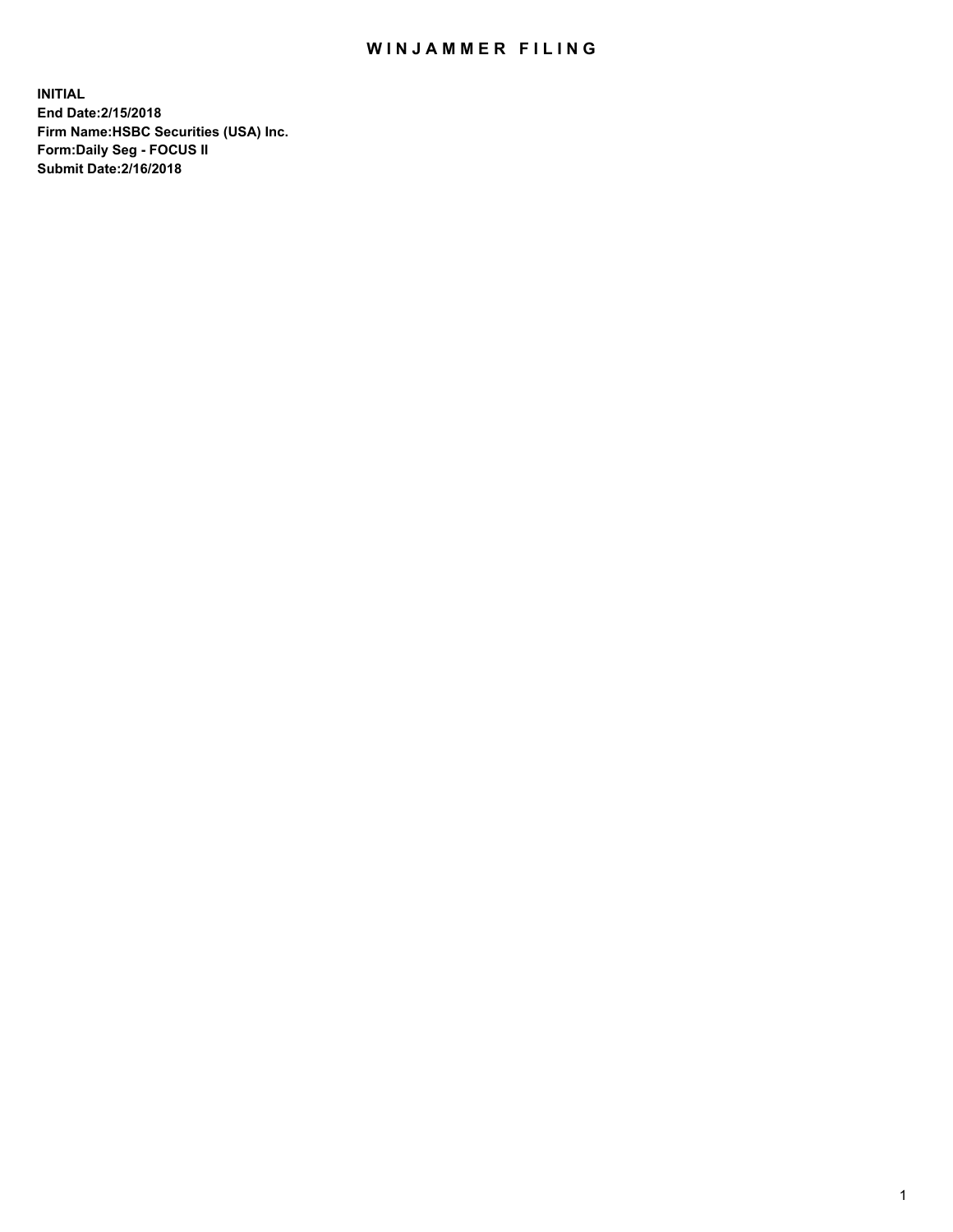# WINJAMMER FILING

**INITIAL**
**End Date:2/15/2018**
**Firm Name:HSBC Securities (USA) Inc.**
**Form:Daily Seg - FOCUS II**
**Submit Date:2/16/2018**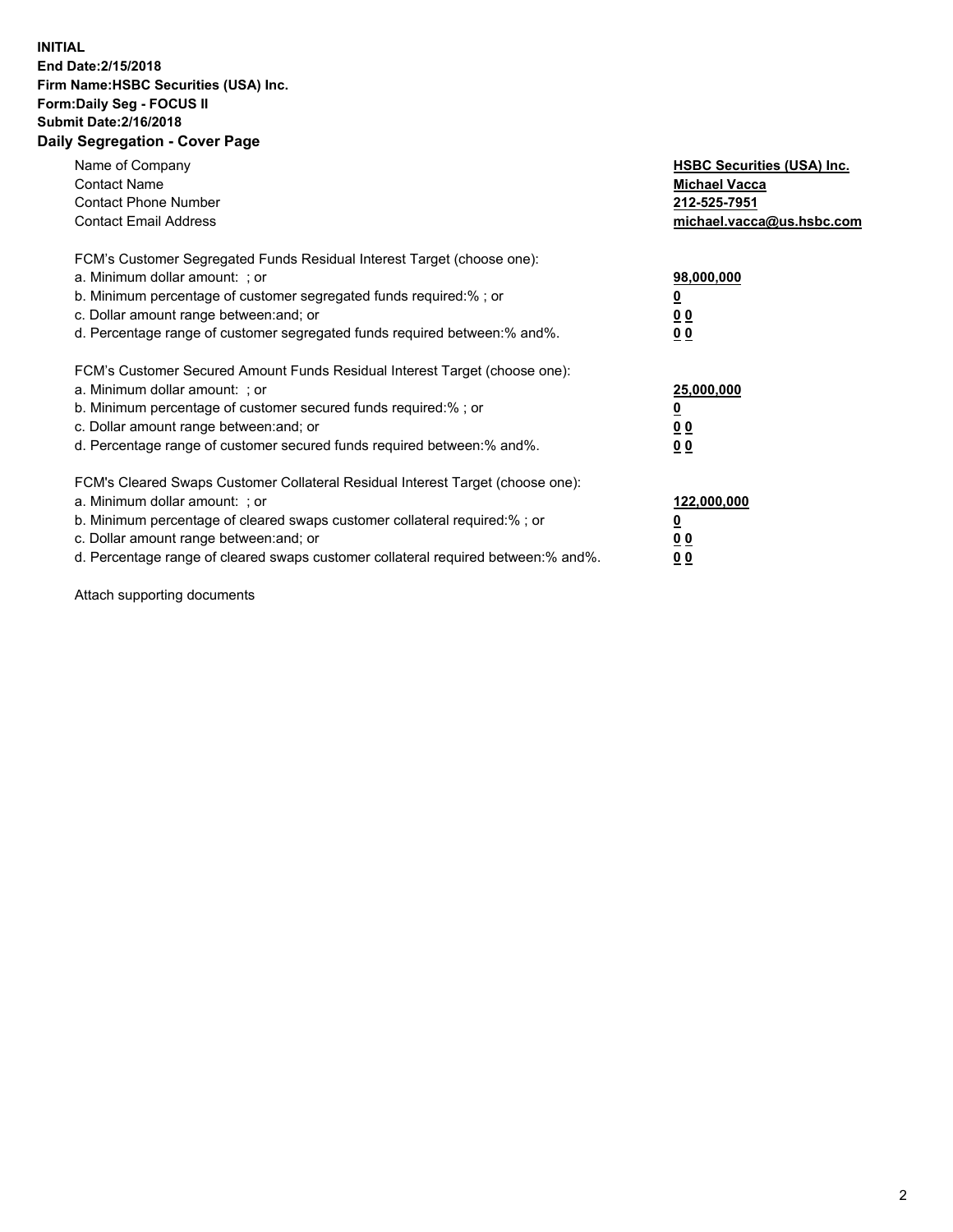**INITIAL**
**End Date:2/15/2018**
**Firm Name:HSBC Securities (USA) Inc.**
**Form:Daily Seg - FOCUS II**
**Submit Date:2/16/2018**

## Daily Segregation - Cover Page

| | |
|---|---|
| Name of Company | **HSBC Securities (USA) Inc.** |
| Contact Name | **Michael Vacca** |
| Contact Phone Number | **212-525-7951** |
| Contact Email Address | **michael.vacca@us.hsbc.com** |

FCM's Customer Segregated Funds Residual Interest Target (choose one):

| | |
|---|---|
| a. Minimum dollar amount: ; or | **98,000,000** |
| b. Minimum percentage of customer segregated funds required:% ; or | **0** |
| c. Dollar amount range between:and; or | **0 0** |
| d. Percentage range of customer segregated funds required between:% and%. | **0 0** |

FCM's Customer Secured Amount Funds Residual Interest Target (choose one):

| | |
|---|---|
| a. Minimum dollar amount: ; or | **25,000,000** |
| b. Minimum percentage of customer secured funds required:% ; or | **0** |
| c. Dollar amount range between:and; or | **0 0** |
| d. Percentage range of customer secured funds required between:% and%. | **0 0** |

FCM's Cleared Swaps Customer Collateral Residual Interest Target (choose one):

| | |
|---|---|
| a. Minimum dollar amount: ; or | **122,000,000** |
| b. Minimum percentage of cleared swaps customer collateral required:% ; or | **0** |
| c. Dollar amount range between:and; or | **0 0** |
| d. Percentage range of cleared swaps customer collateral required between:% and%. | **0 0** |

Attach supporting documents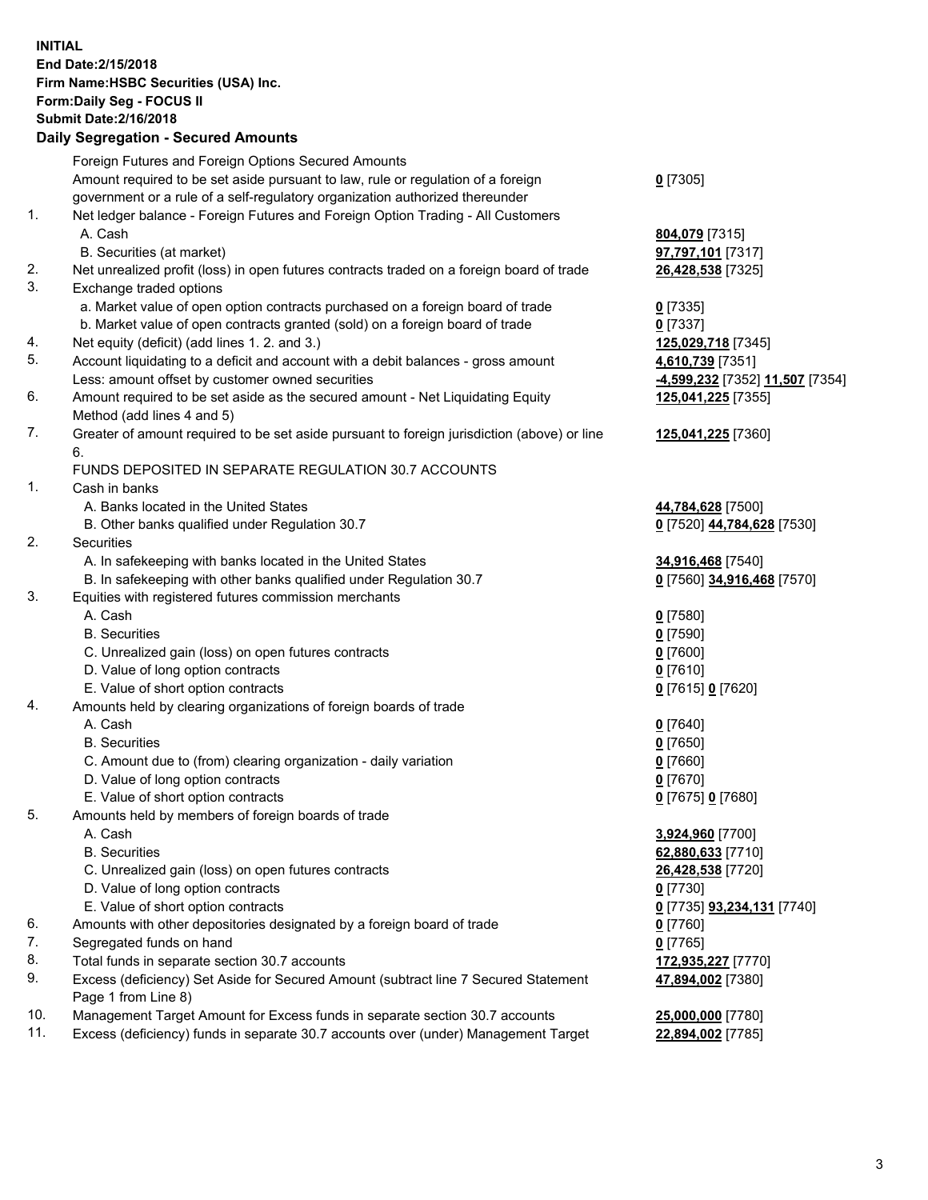**INITIAL**
**End Date:2/15/2018**
**Firm Name:HSBC Securities (USA) Inc.**
**Form:Daily Seg - FOCUS II**
**Submit Date:2/16/2018**

**Daily Segregation - Secured Amounts**

| | | |
|---|---|---|
| | Foreign Futures and Foreign Options Secured Amounts | |
| | Amount required to be set aside pursuant to law, rule or regulation of a foreign government or a rule of a self-regulatory organization authorized thereunder | **0** [7305] |
| 1. | Net ledger balance - Foreign Futures and Foreign Option Trading - All Customers | |
| | A. Cash | **804,079** [7315] |
| | B. Securities (at market) | **97,797,101** [7317] |
| 2. | Net unrealized profit (loss) in open futures contracts traded on a foreign board of trade | **26,428,538** [7325] |
| 3. | Exchange traded options | |
| | a. Market value of open option contracts purchased on a foreign board of trade | **0** [7335] |
| | b. Market value of open contracts granted (sold) on a foreign board of trade | **0** [7337] |
| 4. | Net equity (deficit) (add lines 1. 2. and 3.) | **125,029,718** [7345] |
| 5. | Account liquidating to a deficit and account with a debit balances - gross amount | **4,610,739** [7351] |
| | Less: amount offset by customer owned securities | **-4,599,232** [7352] **11,507** [7354] |
| 6. | Amount required to be set aside as the secured amount - Net Liquidating Equity Method (add lines 4 and 5) | **125,041,225** [7355] |
| 7. | Greater of amount required to be set aside pursuant to foreign jurisdiction (above) or line 6. | **125,041,225** [7360] |
| | FUNDS DEPOSITED IN SEPARATE REGULATION 30.7 ACCOUNTS | |
| 1. | Cash in banks | |
| | A. Banks located in the United States | **44,784,628** [7500] |
| | B. Other banks qualified under Regulation 30.7 | **0** [7520] **44,784,628** [7530] |
| 2. | Securities | |
| | A. In safekeeping with banks located in the United States | **34,916,468** [7540] |
| | B. In safekeeping with other banks qualified under Regulation 30.7 | **0** [7560] **34,916,468** [7570] |
| 3. | Equities with registered futures commission merchants | |
| | A. Cash | **0** [7580] |
| | B. Securities | **0** [7590] |
| | C. Unrealized gain (loss) on open futures contracts | **0** [7600] |
| | D. Value of long option contracts | **0** [7610] |
| | E. Value of short option contracts | **0** [7615] **0** [7620] |
| 4. | Amounts held by clearing organizations of foreign boards of trade | |
| | A. Cash | **0** [7640] |
| | B. Securities | **0** [7650] |
| | C. Amount due to (from) clearing organization - daily variation | **0** [7660] |
| | D. Value of long option contracts | **0** [7670] |
| | E. Value of short option contracts | **0** [7675] **0** [7680] |
| 5. | Amounts held by members of foreign boards of trade | |
| | A. Cash | **3,924,960** [7700] |
| | B. Securities | **62,880,633** [7710] |
| | C. Unrealized gain (loss) on open futures contracts | **26,428,538** [7720] |
| | D. Value of long option contracts | **0** [7730] |
| | E. Value of short option contracts | **0** [7735] **93,234,131** [7740] |
| 6. | Amounts with other depositories designated by a foreign board of trade | **0** [7760] |
| 7. | Segregated funds on hand | **0** [7765] |
| 8. | Total funds in separate section 30.7 accounts | **172,935,227** [7770] |
| 9. | Excess (deficiency) Set Aside for Secured Amount (subtract line 7 Secured Statement Page 1 from Line 8) | **47,894,002** [7380] |
| 10. | Management Target Amount for Excess funds in separate section 30.7 accounts | **25,000,000** [7780] |
| 11. | Excess (deficiency) funds in separate 30.7 accounts over (under) Management Target | **22,894,002** [7785] |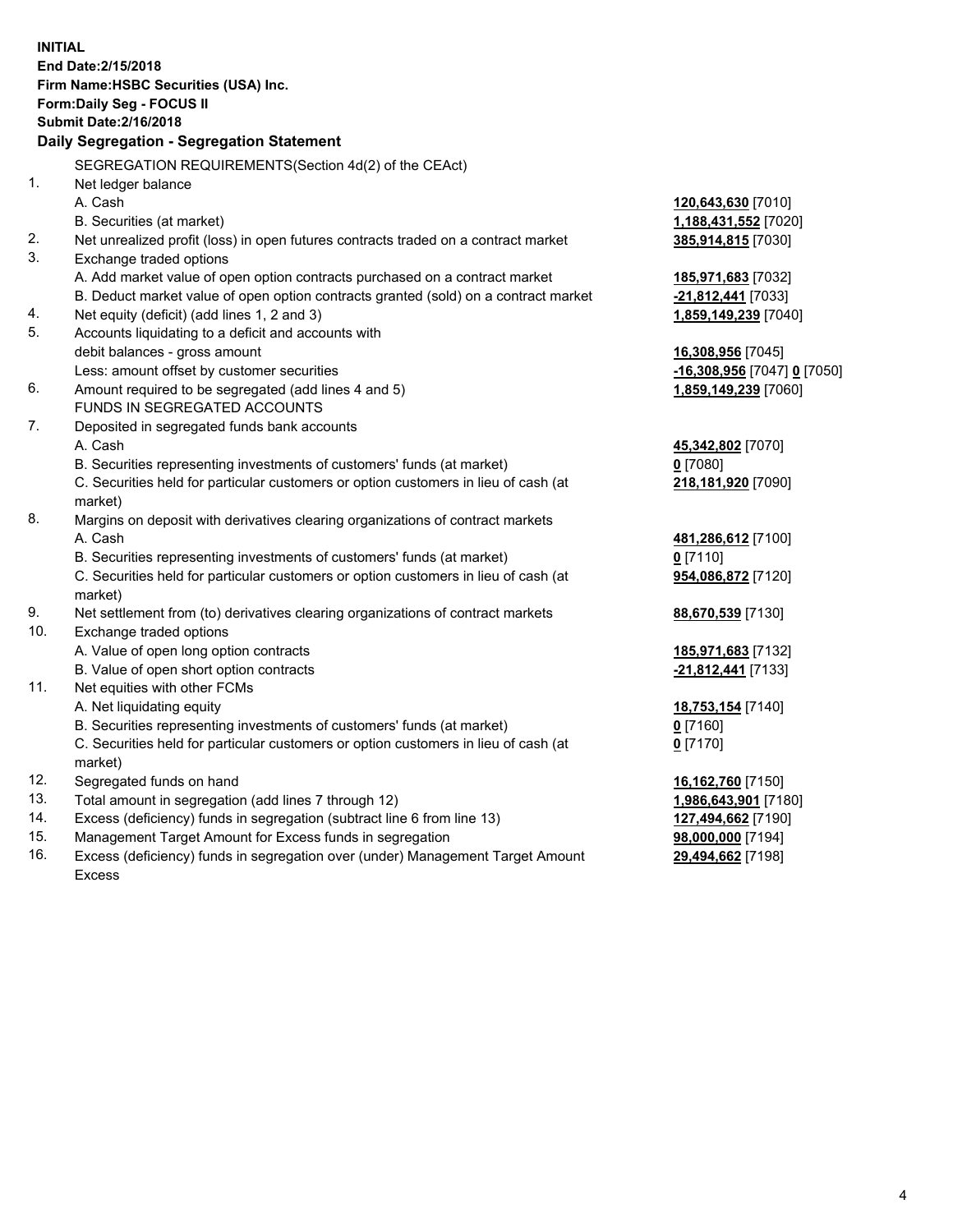**INITIAL**
**End Date:2/15/2018**
**Firm Name:HSBC Securities (USA) Inc.**
**Form:Daily Seg - FOCUS II**
**Submit Date:2/16/2018**

## Daily Segregation - Segregation Statement

| | | |
|---|---|---|
| | SEGREGATION REQUIREMENTS(Section 4d(2) of the CEAct) | |
| 1. | Net ledger balance | |
| | A. Cash | **120,643,630** [7010] |
| | B. Securities (at market) | **1,188,431,552** [7020] |
| 2. | Net unrealized profit (loss) in open futures contracts traded on a contract market | **385,914,815** [7030] |
| 3. | Exchange traded options | |
| | A. Add market value of open option contracts purchased on a contract market | **185,971,683** [7032] |
| | B. Deduct market value of open option contracts granted (sold) on a contract market | **-21,812,441** [7033] |
| 4. | Net equity (deficit) (add lines 1, 2 and 3) | **1,859,149,239** [7040] |
| 5. | Accounts liquidating to a deficit and accounts with debit balances - gross amount | **16,308,956** [7045] |
| | Less: amount offset by customer securities | **-16,308,956** [7047] **0** [7050] |
| 6. | Amount required to be segregated (add lines 4 and 5) | **1,859,149,239** [7060] |
| | FUNDS IN SEGREGATED ACCOUNTS | |
| 7. | Deposited in segregated funds bank accounts | |
| | A. Cash | **45,342,802** [7070] |
| | B. Securities representing investments of customers' funds (at market) | **0** [7080] |
| | C. Securities held for particular customers or option customers in lieu of cash (at market) | **218,181,920** [7090] |
| 8. | Margins on deposit with derivatives clearing organizations of contract markets | |
| | A. Cash | **481,286,612** [7100] |
| | B. Securities representing investments of customers' funds (at market) | **0** [7110] |
| | C. Securities held for particular customers or option customers in lieu of cash (at market) | **954,086,872** [7120] |
| 9. | Net settlement from (to) derivatives clearing organizations of contract markets | **88,670,539** [7130] |
| 10. | Exchange traded options | |
| | A. Value of open long option contracts | **185,971,683** [7132] |
| | B. Value of open short option contracts | **-21,812,441** [7133] |
| 11. | Net equities with other FCMs | |
| | A. Net liquidating equity | **18,753,154** [7140] |
| | B. Securities representing investments of customers' funds (at market) | **0** [7160] |
| | C. Securities held for particular customers or option customers in lieu of cash (at market) | **0** [7170] |
| 12. | Segregated funds on hand | **16,162,760** [7150] |
| 13. | Total amount in segregation (add lines 7 through 12) | **1,986,643,901** [7180] |
| 14. | Excess (deficiency) funds in segregation (subtract line 6 from line 13) | **127,494,662** [7190] |
| 15. | Management Target Amount for Excess funds in segregation | **98,000,000** [7194] |
| 16. | Excess (deficiency) funds in segregation over (under) Management Target Amount Excess | **29,494,662** [7198] |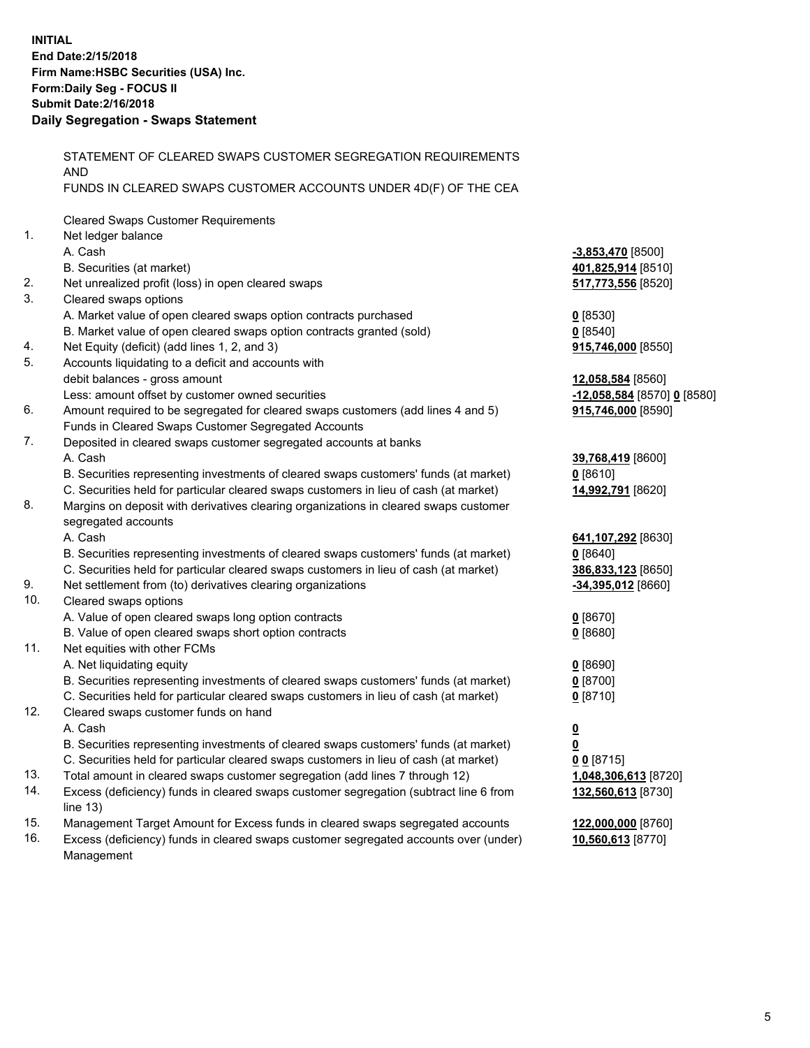**INITIAL**
**End Date:2/15/2018**
**Firm Name:HSBC Securities (USA) Inc.**
**Form:Daily Seg - FOCUS II**
**Submit Date:2/16/2018**
**Daily Segregation - Swaps Statement**

STATEMENT OF CLEARED SWAPS CUSTOMER SEGREGATION REQUIREMENTS AND FUNDS IN CLEARED SWAPS CUSTOMER ACCOUNTS UNDER 4D(F) OF THE CEA

| | | |
|---|---|---|
| | Cleared Swaps Customer Requirements | |
| 1. | Net ledger balance | |
| | A. Cash | **-3,853,470** [8500] |
| | B. Securities (at market) | **401,825,914** [8510] |
| 2. | Net unrealized profit (loss) in open cleared swaps | **517,773,556** [8520] |
| 3. | Cleared swaps options | |
| | A. Market value of open cleared swaps option contracts purchased | **0** [8530] |
| | B. Market value of open cleared swaps option contracts granted (sold) | **0** [8540] |
| 4. | Net Equity (deficit) (add lines 1, 2, and 3) | **915,746,000** [8550] |
| 5. | Accounts liquidating to a deficit and accounts with debit balances - gross amount | **12,058,584** [8560] |
| | Less: amount offset by customer owned securities | **-12,058,584** [8570] **0** [8580] |
| 6. | Amount required to be segregated for cleared swaps customers (add lines 4 and 5) | **915,746,000** [8590] |
| | Funds in Cleared Swaps Customer Segregated Accounts | |
| 7. | Deposited in cleared swaps customer segregated accounts at banks | |
| | A. Cash | **39,768,419** [8600] |
| | B. Securities representing investments of cleared swaps customers' funds (at market) | **0** [8610] |
| | C. Securities held for particular cleared swaps customers in lieu of cash (at market) | **14,992,791** [8620] |
| 8. | Margins on deposit with derivatives clearing organizations in cleared swaps customer segregated accounts | |
| | A. Cash | **641,107,292** [8630] |
| | B. Securities representing investments of cleared swaps customers' funds (at market) | **0** [8640] |
| | C. Securities held for particular cleared swaps customers in lieu of cash (at market) | **386,833,123** [8650] |
| 9. | Net settlement from (to) derivatives clearing organizations | **-34,395,012** [8660] |
| 10. | Cleared swaps options | |
| | A. Value of open cleared swaps long option contracts | **0** [8670] |
| | B. Value of open cleared swaps short option contracts | **0** [8680] |
| 11. | Net equities with other FCMs | |
| | A. Net liquidating equity | **0** [8690] |
| | B. Securities representing investments of cleared swaps customers' funds (at market) | **0** [8700] |
| | C. Securities held for particular cleared swaps customers in lieu of cash (at market) | **0** [8710] |
| 12. | Cleared swaps customer funds on hand | |
| | A. Cash | **0** |
| | B. Securities representing investments of cleared swaps customers' funds (at market) | **0** |
| | C. Securities held for particular cleared swaps customers in lieu of cash (at market) | **0** **0** [8715] |
| 13. | Total amount in cleared swaps customer segregation (add lines 7 through 12) | **1,048,306,613** [8720] |
| 14. | Excess (deficiency) funds in cleared swaps customer segregation (subtract line 6 from line 13) | **132,560,613** [8730] |
| 15. | Management Target Amount for Excess funds in cleared swaps segregated accounts | **122,000,000** [8760] |
| 16. | Excess (deficiency) funds in cleared swaps customer segregated accounts over (under) Management | **10,560,613** [8770] |